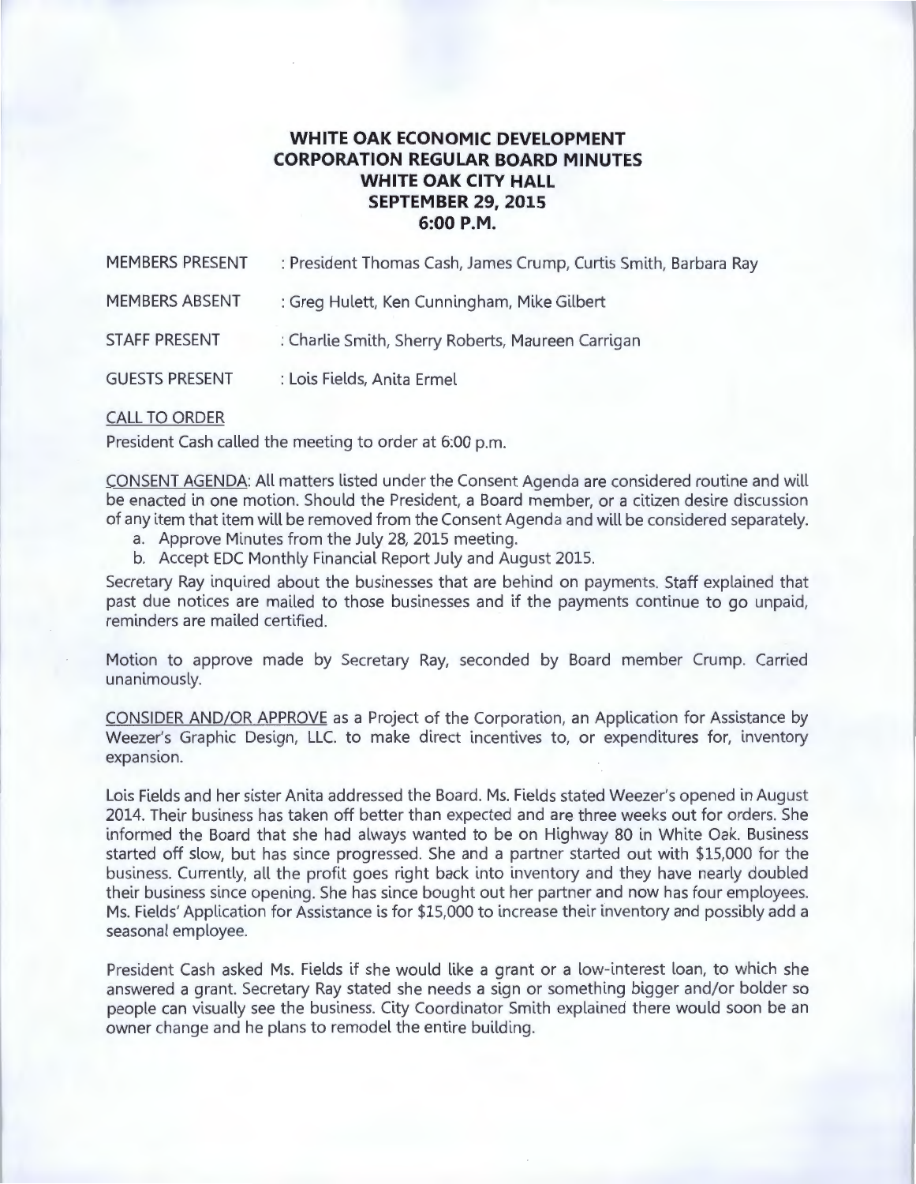# WHITE OAK ECONOMIC DEVELOPMENT CORPORATION REGULAR BOARD MINUTES
## WHITE OAK CITY HALL
## SEPTEMBER 29, 2015
## 6:00 P.M.

MEMBERS PRESENT : President Thomas Cash, James Crump, Curtis Smith, Barbara Ray

MEMBERS ABSENT : Greg Hulett, Ken Cunningham, Mike Gilbert

STAFF PRESENT : Charlie Smith, Sherry Roberts, Maureen Carrigan

GUESTS PRESENT : Lois Fields, Anita Ermel

CALL TO ORDER

President Cash called the meeting to order at 6:00 p.m.

CONSENT AGENDA: All matters listed under the Consent Agenda are considered routine and will be enacted in one motion. Should the President, a Board member, or a citizen desire discussion of any item that item will be removed from the Consent Agenda and will be considered separately.

a. Approve Minutes from the July 28, 2015 meeting.
b. Accept EDC Monthly Financial Report July and August 2015.

Secretary Ray inquired about the businesses that are behind on payments. Staff explained that past due notices are mailed to those businesses and if the payments continue to go unpaid, reminders are mailed certified.

Motion to approve made by Secretary Ray, seconded by Board member Crump. Carried unanimously.

CONSIDER AND/OR APPROVE as a Project of the Corporation, an Application for Assistance by Weezer's Graphic Design, LLC. to make direct incentives to, or expenditures for, inventory expansion.

Lois Fields and her sister Anita addressed the Board. Ms. Fields stated Weezer's opened in August 2014. Their business has taken off better than expected and are three weeks out for orders. She informed the Board that she had always wanted to be on Highway 80 in White Oak. Business started off slow, but has since progressed. She and a partner started out with $15,000 for the business. Currently, all the profit goes right back into inventory and they have nearly doubled their business since opening. She has since bought out her partner and now has four employees. Ms. Fields' Application for Assistance is for $15,000 to increase their inventory and possibly add a seasonal employee.

President Cash asked Ms. Fields if she would like a grant or a low-interest loan, to which she answered a grant. Secretary Ray stated she needs a sign or something bigger and/or bolder so people can visually see the business. City Coordinator Smith explained there would soon be an owner change and he plans to remodel the entire building.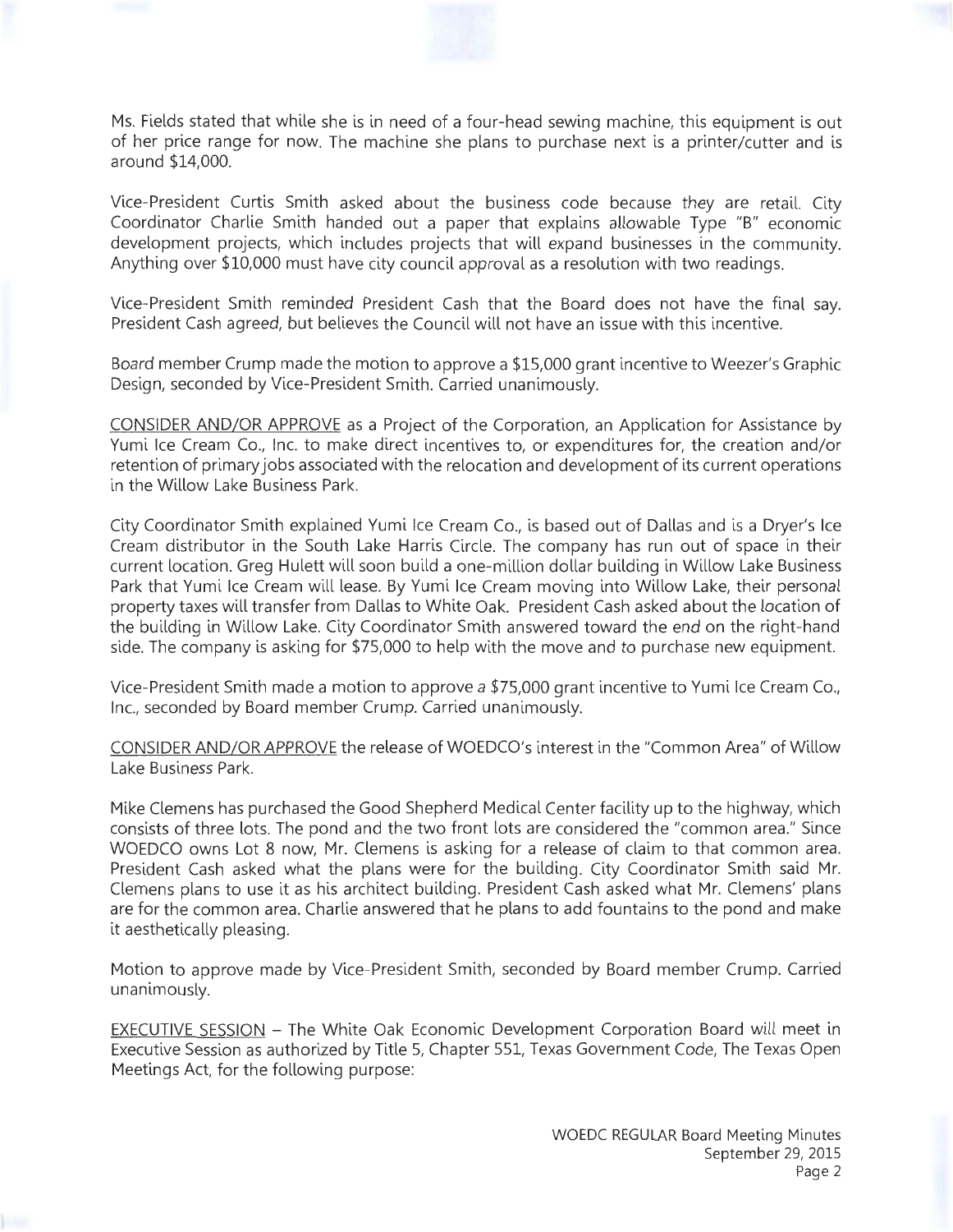Ms. Fields stated that while she is in need of a four-head sewing machine, this equipment is out of her price range for now. The machine she plans to purchase next is a printer/cutter and is around $14,000.

Vice-President Curtis Smith asked about the business code because they are retail. City Coordinator Charlie Smith handed out a paper that explains allowable Type "B" economic development projects, which includes projects that will expand businesses in the community. Anything over $10,000 must have city council approval as a resolution with two readings.

Vice-President Smith reminded President Cash that the Board does not have the final say. President Cash agreed, but believes the Council will not have an issue with this incentive.

Board member Crump made the motion to approve a $15,000 grant incentive to Weezer's Graphic Design, seconded by Vice-President Smith. Carried unanimously.

<u>CONSIDER AND/OR APPROVE</u> as a Project of the Corporation, an Application for Assistance by Yumi Ice Cream Co., Inc. to make direct incentives to, or expenditures for, the creation and/or retention of primary jobs associated with the relocation and development of its current operations in the Willow Lake Business Park.

City Coordinator Smith explained Yumi Ice Cream Co., is based out of Dallas and is a Dryer's Ice Cream distributor in the South Lake Harris Circle. The company has run out of space in their current location. Greg Hulett will soon build a one-million dollar building in Willow Lake Business Park that Yumi Ice Cream will lease. By Yumi Ice Cream moving into Willow Lake, their personal property taxes will transfer from Dallas to White Oak. President Cash asked about the location of the building in Willow Lake. City Coordinator Smith answered toward the end on the right-hand side. The company is asking for $75,000 to help with the move and to purchase new equipment.

Vice-President Smith made a motion to approve a $75,000 grant incentive to Yumi Ice Cream Co., Inc., seconded by Board member Crump. Carried unanimously.

<u>CONSIDER AND/OR APPROVE</u> the release of WOEDCO's interest in the "Common Area" of Willow Lake Business Park.

Mike Clemens has purchased the Good Shepherd Medical Center facility up to the highway, which consists of three lots. The pond and the two front lots are considered the "common area." Since WOEDCO owns Lot 8 now, Mr. Clemens is asking for a release of claim to that common area. President Cash asked what the plans were for the building. City Coordinator Smith said Mr. Clemens plans to use it as his architect building. President Cash asked what Mr. Clemens' plans are for the common area. Charlie answered that he plans to add fountains to the pond and make it aesthetically pleasing.

Motion to approve made by Vice-President Smith, seconded by Board member Crump. Carried unanimously.

<u>EXECUTIVE SESSION</u> – The White Oak Economic Development Corporation Board will meet in Executive Session as authorized by Title 5, Chapter 551, Texas Government Code, The Texas Open Meetings Act, for the following purpose: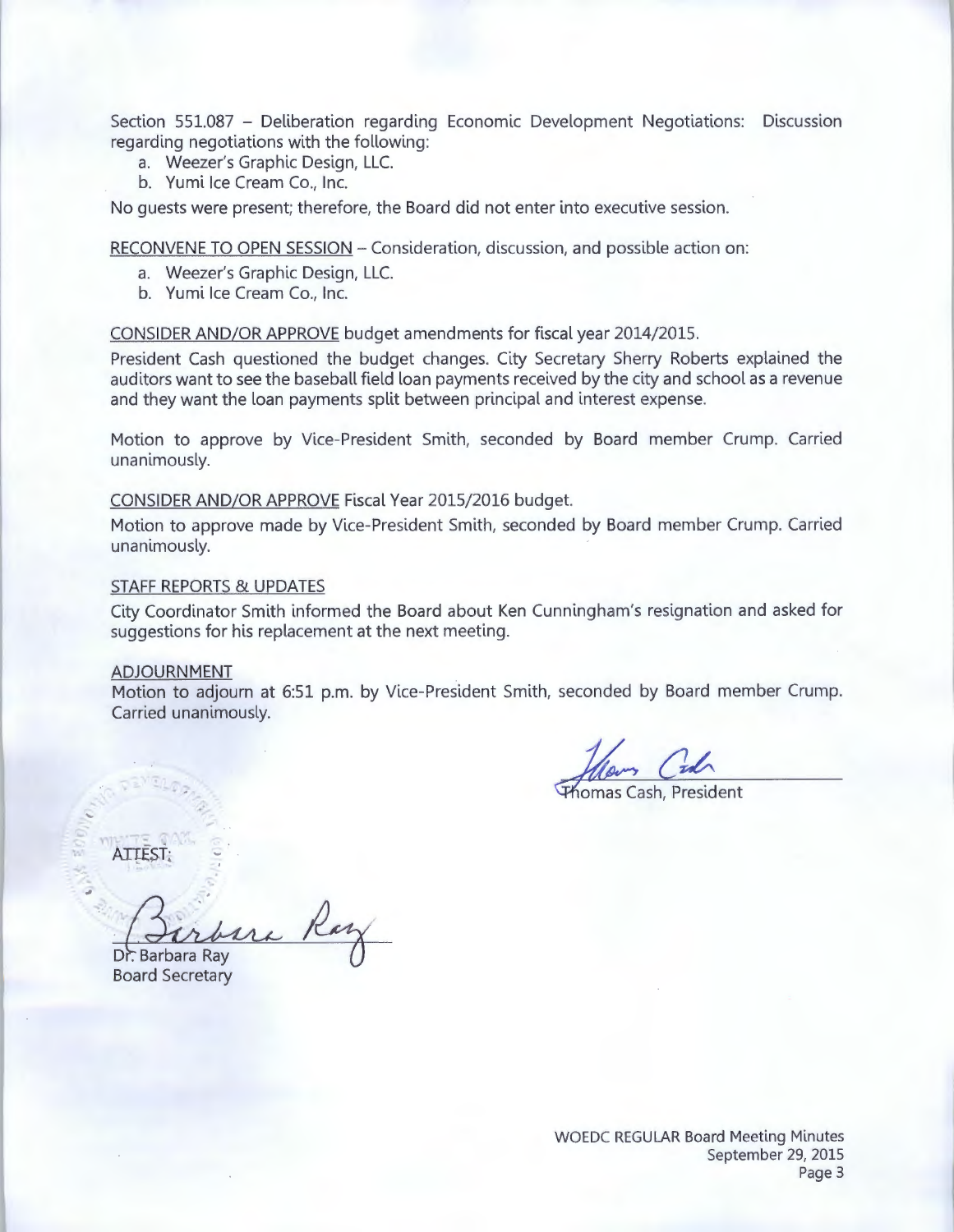Section 551.087 – Deliberation regarding Economic Development Negotiations: Discussion regarding negotiations with the following:

a. Weezer's Graphic Design, LLC.
b. Yumi Ice Cream Co., Inc.

No guests were present; therefore, the Board did not enter into executive session.

<u>RECONVENE TO OPEN SESSION</u> – Consideration, discussion, and possible action on:

a. Weezer's Graphic Design, LLC.
b. Yumi Ice Cream Co., Inc.

<u>CONSIDER AND/OR APPROVE</u> budget amendments for fiscal year 2014/2015.

President Cash questioned the budget changes. City Secretary Sherry Roberts explained the auditors want to see the baseball field loan payments received by the city and school as a revenue and they want the loan payments split between principal and interest expense.

Motion to approve by Vice-President Smith, seconded by Board member Crump. Carried unanimously.

<u>CONSIDER AND/OR APPROVE</u> Fiscal Year 2015/2016 budget.

Motion to approve made by Vice-President Smith, seconded by Board member Crump. Carried unanimously.

<u>STAFF REPORTS & UPDATES</u>

City Coordinator Smith informed the Board about Ken Cunningham's resignation and asked for suggestions for his replacement at the next meeting.

<u>ADJOURNMENT</u>

Motion to adjourn at 6:51 p.m. by Vice-President Smith, seconded by Board member Crump. Carried unanimously.

Thomas Cash, President

ATTEST:

Dr. Barbara Ray
Board Secretary

WOEDC REGULAR Board Meeting Minutes
September 29, 2015